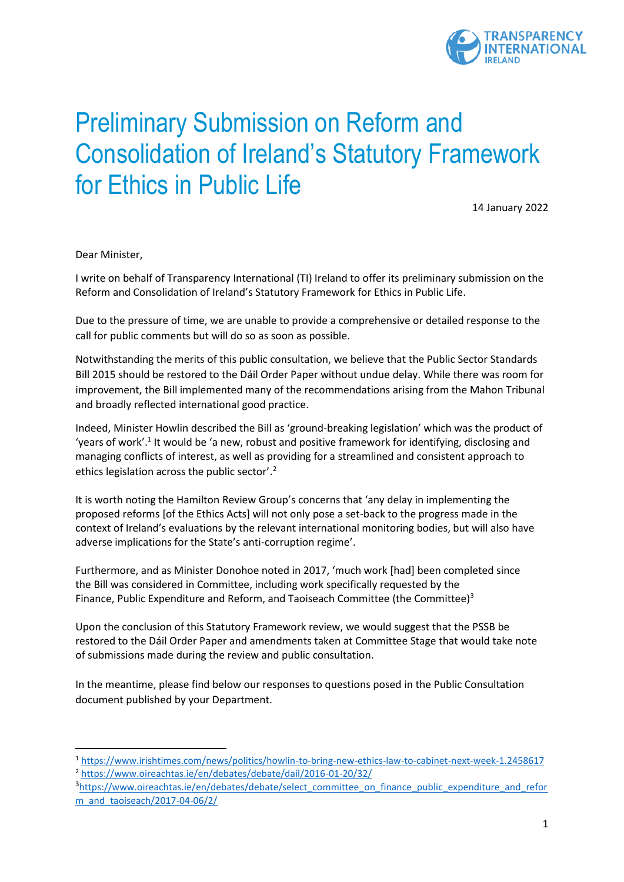# Preliminary Submission on Reform and Consolidation of Ireland's Statutory Framework for Ethics in Public Life

14 January 2022

Dear Minister,

I write on behalf of Transparency International (TI) Ireland to offer its preliminary submission on the Reform and Consolidation of Ireland's Statutory Framework for Ethics in Public Life.

Due to the pressure of time, we are unable to provide a comprehensive or detailed response to the call for public comments but will do so as soon as possible.

Notwithstanding the merits of this public consultation, we believe that the Public Sector Standards Bill 2015 should be restored to the Dáil Order Paper without undue delay. While there was room for improvement, the Bill implemented many of the recommendations arising from the Mahon Tribunal and broadly reflected international good practice.

Indeed, Minister Howlin described the Bill as 'ground-breaking legislation' which was the product of 'years of work'.[1] It would be 'a new, robust and positive framework for identifying, disclosing and managing conflicts of interest, as well as providing for a streamlined and consistent approach to ethics legislation across the public sector'.[2]

It is worth noting the Hamilton Review Group's concerns that 'any delay in implementing the proposed reforms [of the Ethics Acts] will not only pose a set-back to the progress made in the context of Ireland's evaluations by the relevant international monitoring bodies, but will also have adverse implications for the State's anti-corruption regime'.

Furthermore, and as Minister Donohoe noted in 2017, 'much work [had] been completed since the Bill was considered in Committee, including work specifically requested by the Finance, Public Expenditure and Reform, and Taoiseach Committee (the Committee)[3]

Upon the conclusion of this Statutory Framework review, we would suggest that the PSSB be restored to the Dáil Order Paper and amendments taken at Committee Stage that would take note of submissions made during the review and public consultation.

In the meantime, please find below our responses to questions posed in the Public Consultation document published by your Department.

---

[1] https://www.irishtimes.com/news/politics/howlin-to-bring-new-ethics-law-to-cabinet-next-week-1.2458617

[2] https://www.oireachtas.ie/en/debates/debate/dail/2016-01-20/32/

[3] https://www.oireachtas.ie/en/debates/debate/select_committee_on_finance_public_expenditure_and_reform_and_taoiseach/2017-04-06/2/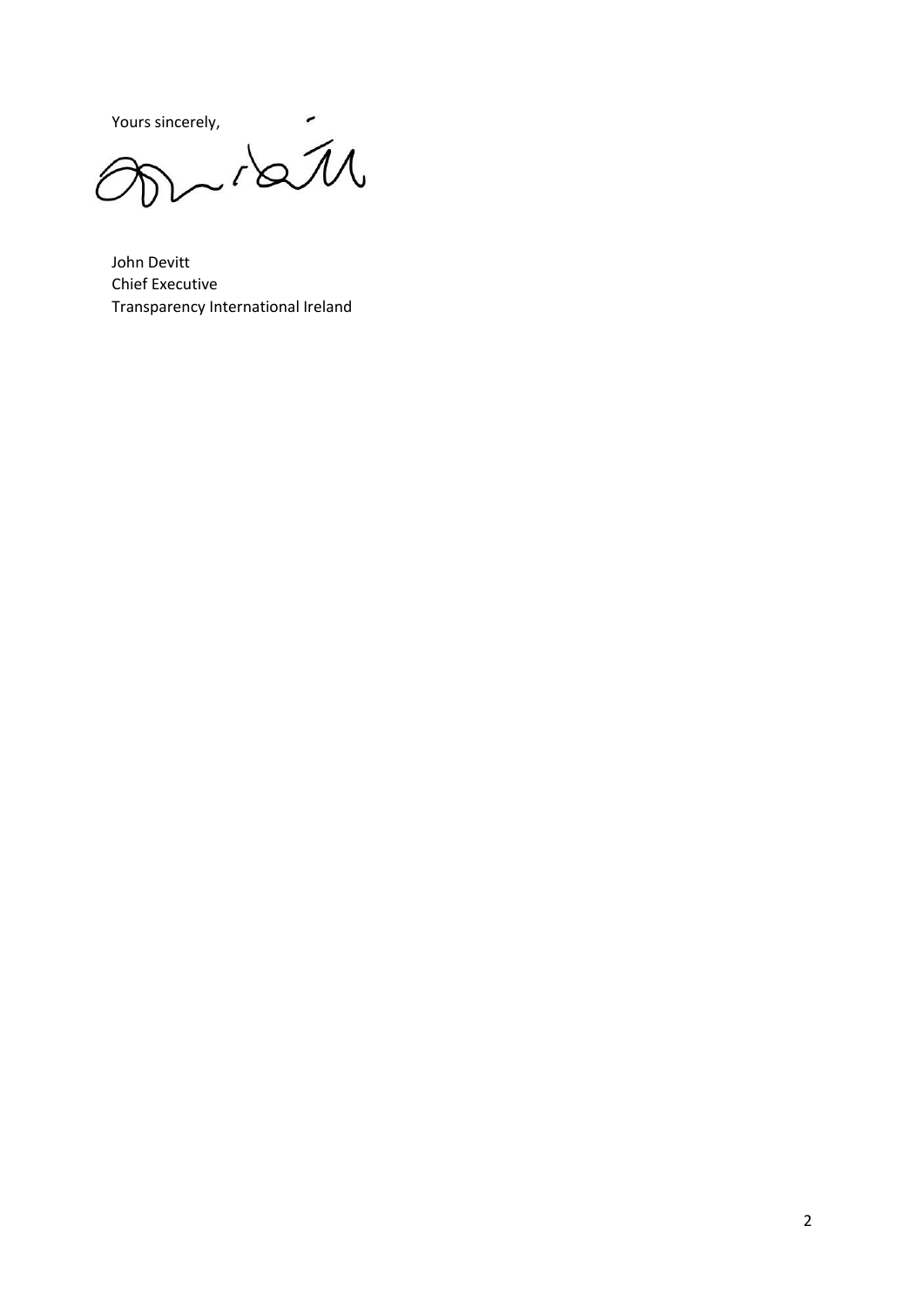Yours sincerely,

John Devitt
Chief Executive
Transparency International Ireland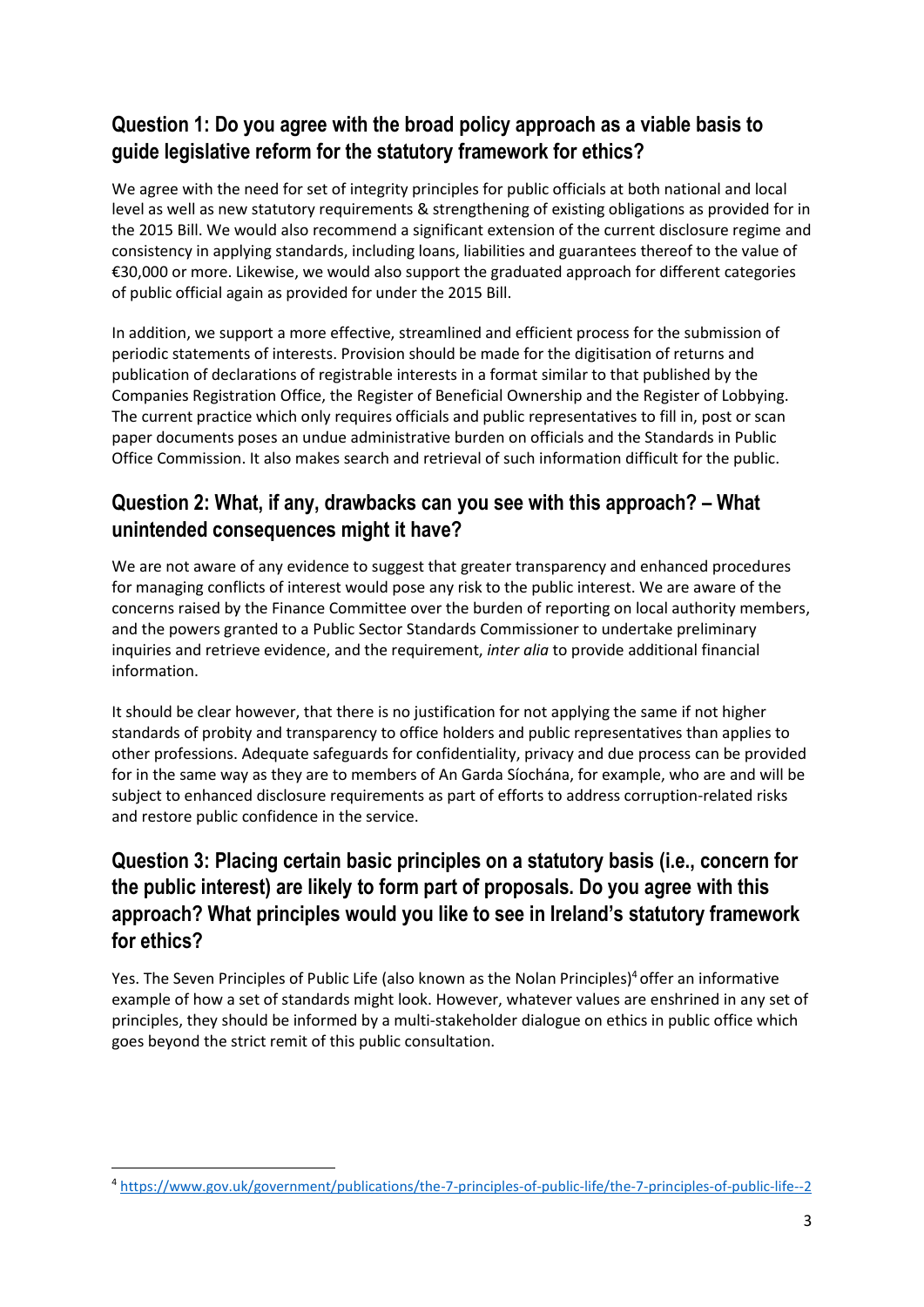## Question 1: Do you agree with the broad policy approach as a viable basis to guide legislative reform for the statutory framework for ethics?

We agree with the need for set of integrity principles for public officials at both national and local level as well as new statutory requirements & strengthening of existing obligations as provided for in the 2015 Bill. We would also recommend a significant extension of the current disclosure regime and consistency in applying standards, including loans, liabilities and guarantees thereof to the value of €30,000 or more. Likewise, we would also support the graduated approach for different categories of public official again as provided for under the 2015 Bill.

In addition, we support a more effective, streamlined and efficient process for the submission of periodic statements of interests. Provision should be made for the digitisation of returns and publication of declarations of registrable interests in a format similar to that published by the Companies Registration Office, the Register of Beneficial Ownership and the Register of Lobbying. The current practice which only requires officials and public representatives to fill in, post or scan paper documents poses an undue administrative burden on officials and the Standards in Public Office Commission. It also makes search and retrieval of such information difficult for the public.

## Question 2: What, if any, drawbacks can you see with this approach? – What unintended consequences might it have?

We are not aware of any evidence to suggest that greater transparency and enhanced procedures for managing conflicts of interest would pose any risk to the public interest. We are aware of the concerns raised by the Finance Committee over the burden of reporting on local authority members, and the powers granted to a Public Sector Standards Commissioner to undertake preliminary inquiries and retrieve evidence, and the requirement, *inter alia* to provide additional financial information.

It should be clear however, that there is no justification for not applying the same if not higher standards of probity and transparency to office holders and public representatives than applies to other professions. Adequate safeguards for confidentiality, privacy and due process can be provided for in the same way as they are to members of An Garda Síochána, for example, who are and will be subject to enhanced disclosure requirements as part of efforts to address corruption-related risks and restore public confidence in the service.

## Question 3: Placing certain basic principles on a statutory basis (i.e., concern for the public interest) are likely to form part of proposals. Do you agree with this approach? What principles would you like to see in Ireland's statutory framework for ethics?

Yes. The Seven Principles of Public Life (also known as the Nolan Principles)[4] offer an informative example of how a set of standards might look. However, whatever values are enshrined in any set of principles, they should be informed by a multi-stakeholder dialogue on ethics in public office which goes beyond the strict remit of this public consultation.

---

[4] https://www.gov.uk/government/publications/the-7-principles-of-public-life/the-7-principles-of-public-life--2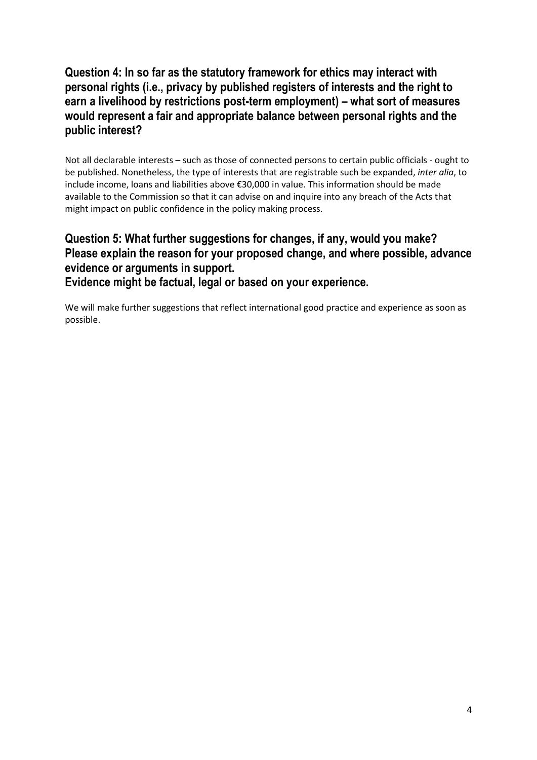## Question 4: In so far as the statutory framework for ethics may interact with personal rights (i.e., privacy by published registers of interests and the right to earn a livelihood by restrictions post-term employment) – what sort of measures would represent a fair and appropriate balance between personal rights and the public interest?

Not all declarable interests – such as those of connected persons to certain public officials - ought to be published. Nonetheless, the type of interests that are registrable such be expanded, *inter alia*, to include income, loans and liabilities above €30,000 in value. This information should be made available to the Commission so that it can advise on and inquire into any breach of the Acts that might impact on public confidence in the policy making process.

## Question 5: What further suggestions for changes, if any, would you make? Please explain the reason for your proposed change, and where possible, advance evidence or arguments in support. Evidence might be factual, legal or based on your experience.

We will make further suggestions that reflect international good practice and experience as soon as possible.